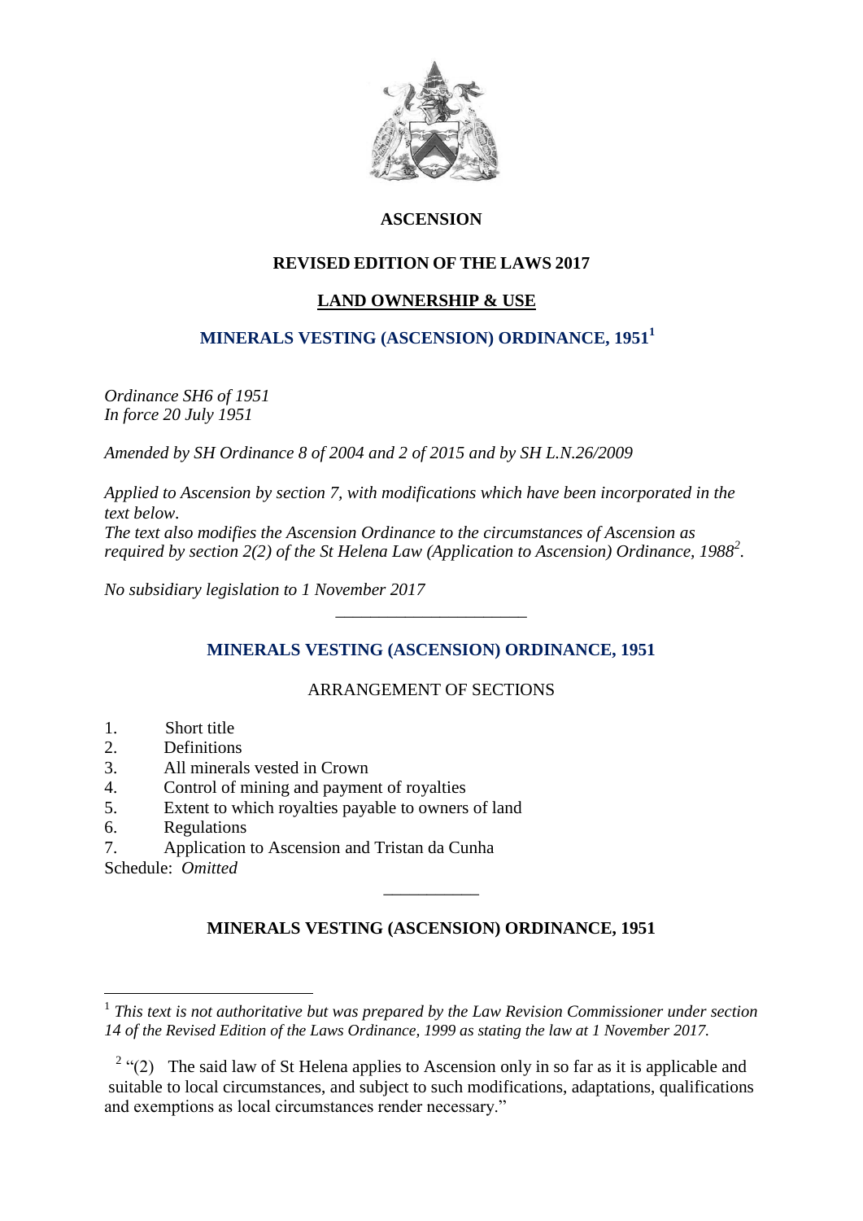# ASCENSION

## REVISED EDITION OF THE LAWS 2017

## LAND OWNERSHIP & USE

## MINERALS VESTING (ASCENSION) ORDINANCE, 1951[1]

*Ordinance SH6 of 1951*
*In force 20 July 1951*

*Amended by SH Ordinance 8 of 2004 and 2 of 2015 and by SH L.N.26/2009*

*Applied to Ascension by section 7, with modifications which have been incorporated in the text below.*
*The text also modifies the Ascension Ordinance to the circumstances of Ascension as required by section 2(2) of the St Helena Law (Application to Ascension) Ordinance, 1988[2].*

*No subsidiary legislation to 1 November 2017*

---

## MINERALS VESTING (ASCENSION) ORDINANCE, 1951

ARRANGEMENT OF SECTIONS

1. Short title
2. Definitions
3. All minerals vested in Crown
4. Control of mining and payment of royalties
5. Extent to which royalties payable to owners of land
6. Regulations
7. Application to Ascension and Tristan da Cunha

Schedule: *Omitted*

---

## MINERALS VESTING (ASCENSION) ORDINANCE, 1951

---

[1] *This text is not authoritative but was prepared by the Law Revision Commissioner under section 14 of the Revised Edition of the Laws Ordinance, 1999 as stating the law at 1 November 2017.*

[2] "(2) The said law of St Helena applies to Ascension only in so far as it is applicable and suitable to local circumstances, and subject to such modifications, adaptations, qualifications and exemptions as local circumstances render necessary."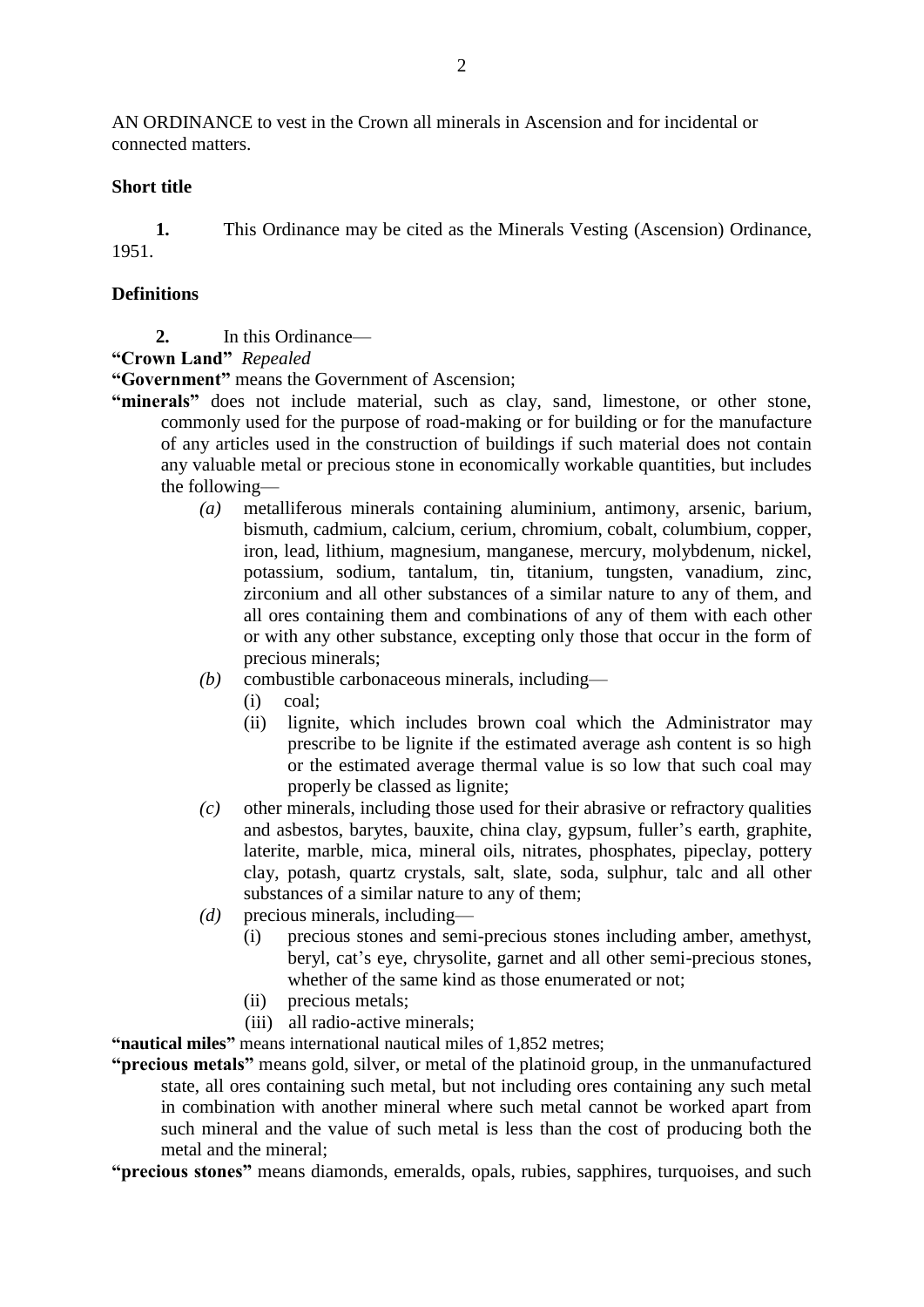AN ORDINANCE to vest in the Crown all minerals in Ascension and for incidental or connected matters.

**Short title**

**1.** This Ordinance may be cited as the Minerals Vesting (Ascension) Ordinance, 1951.

**Definitions**

**2.** In this Ordinance—

**"Crown Land"** *Repealed*

**"Government"** means the Government of Ascension;

**"minerals"** does not include material, such as clay, sand, limestone, or other stone, commonly used for the purpose of road-making or for building or for the manufacture of any articles used in the construction of buildings if such material does not contain any valuable metal or precious stone in economically workable quantities, but includes the following—

- *(a)* metalliferous minerals containing aluminium, antimony, arsenic, barium, bismuth, cadmium, calcium, cerium, chromium, cobalt, columbium, copper, iron, lead, lithium, magnesium, manganese, mercury, molybdenum, nickel, potassium, sodium, tantalum, tin, titanium, tungsten, vanadium, zinc, zirconium and all other substances of a similar nature to any of them, and all ores containing them and combinations of any of them with each other or with any other substance, excepting only those that occur in the form of precious minerals;
- *(b)* combustible carbonaceous minerals, including—
  - (i) coal;
  - (ii) lignite, which includes brown coal which the Administrator may prescribe to be lignite if the estimated average ash content is so high or the estimated average thermal value is so low that such coal may properly be classed as lignite;
- *(c)* other minerals, including those used for their abrasive or refractory qualities and asbestos, barytes, bauxite, china clay, gypsum, fuller's earth, graphite, laterite, marble, mica, mineral oils, nitrates, phosphates, pipeclay, pottery clay, potash, quartz crystals, salt, slate, soda, sulphur, talc and all other substances of a similar nature to any of them;
- *(d)* precious minerals, including—
  - (i) precious stones and semi-precious stones including amber, amethyst, beryl, cat's eye, chrysolite, garnet and all other semi-precious stones, whether of the same kind as those enumerated or not;
  - (ii) precious metals;
  - (iii) all radio-active minerals;

**"nautical miles"** means international nautical miles of 1,852 metres;

**"precious metals"** means gold, silver, or metal of the platinoid group, in the unmanufactured state, all ores containing such metal, but not including ores containing any such metal in combination with another mineral where such metal cannot be worked apart from such mineral and the value of such metal is less than the cost of producing both the metal and the mineral;

**"precious stones"** means diamonds, emeralds, opals, rubies, sapphires, turquoises, and such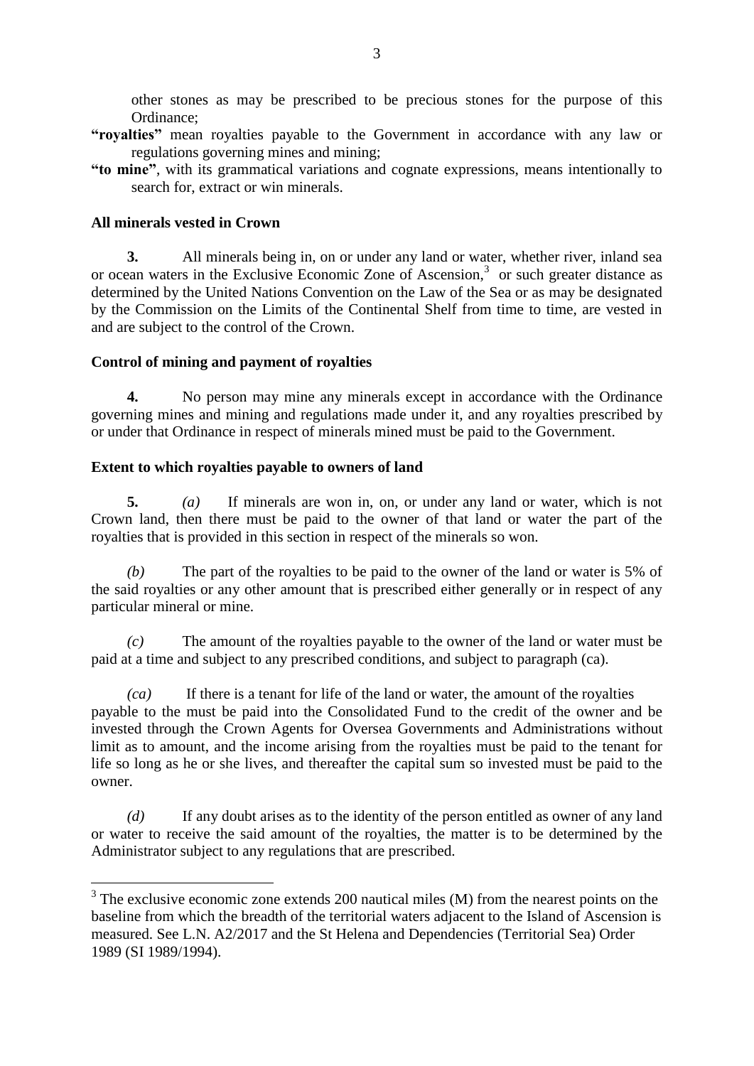other stones as may be prescribed to be precious stones for the purpose of this Ordinance;

**"royalties"** mean royalties payable to the Government in accordance with any law or regulations governing mines and mining;

**"to mine"**, with its grammatical variations and cognate expressions, means intentionally to search for, extract or win minerals.

**All minerals vested in Crown**

**3.** All minerals being in, on or under any land or water, whether river, inland sea or ocean waters in the Exclusive Economic Zone of Ascension,[3] or such greater distance as determined by the United Nations Convention on the Law of the Sea or as may be designated by the Commission on the Limits of the Continental Shelf from time to time, are vested in and are subject to the control of the Crown.

**Control of mining and payment of royalties**

**4.** No person may mine any minerals except in accordance with the Ordinance governing mines and mining and regulations made under it, and any royalties prescribed by or under that Ordinance in respect of minerals mined must be paid to the Government.

**Extent to which royalties payable to owners of land**

**5.** *(a)* If minerals are won in, on, or under any land or water, which is not Crown land, then there must be paid to the owner of that land or water the part of the royalties that is provided in this section in respect of the minerals so won.

*(b)* The part of the royalties to be paid to the owner of the land or water is 5% of the said royalties or any other amount that is prescribed either generally or in respect of any particular mineral or mine.

*(c)* The amount of the royalties payable to the owner of the land or water must be paid at a time and subject to any prescribed conditions, and subject to paragraph (ca).

*(ca)* If there is a tenant for life of the land or water, the amount of the royalties payable to the must be paid into the Consolidated Fund to the credit of the owner and be invested through the Crown Agents for Oversea Governments and Administrations without limit as to amount, and the income arising from the royalties must be paid to the tenant for life so long as he or she lives, and thereafter the capital sum so invested must be paid to the owner.

*(d)* If any doubt arises as to the identity of the person entitled as owner of any land or water to receive the said amount of the royalties, the matter is to be determined by the Administrator subject to any regulations that are prescribed.

---

[3] The exclusive economic zone extends 200 nautical miles (M) from the nearest points on the baseline from which the breadth of the territorial waters adjacent to the Island of Ascension is measured. See L.N. A2/2017 and the St Helena and Dependencies (Territorial Sea) Order 1989 (SI 1989/1994).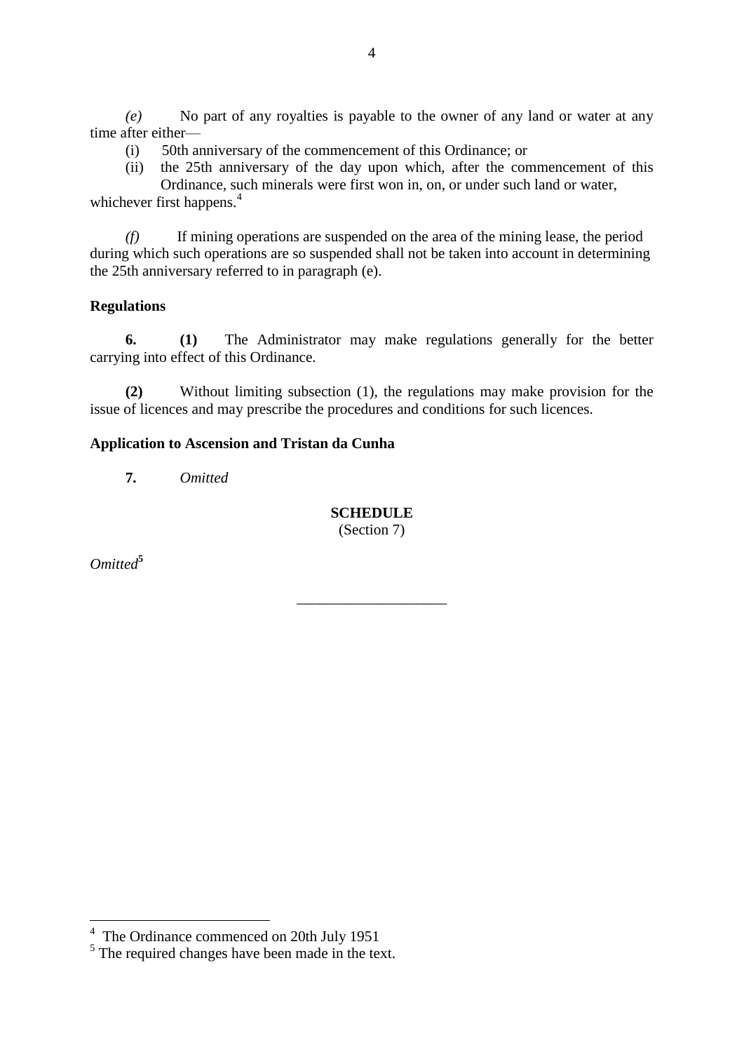*(e)* No part of any royalties is payable to the owner of any land or water at any time after either—

(i) 50th anniversary of the commencement of this Ordinance; or

(ii) the 25th anniversary of the day upon which, after the commencement of this Ordinance, such minerals were first won in, on, or under such land or water,

whichever first happens.[4]

*(f)* If mining operations are suspended on the area of the mining lease, the period during which such operations are so suspended shall not be taken into account in determining the 25th anniversary referred to in paragraph (e).

**Regulations**

**6.** **(1)** The Administrator may make regulations generally for the better carrying into effect of this Ordinance.

**(2)** Without limiting subsection (1), the regulations may make provision for the issue of licences and may prescribe the procedures and conditions for such licences.

**Application to Ascension and Tristan da Cunha**

**7.** *Omitted*

**SCHEDULE**
(Section 7)

*Omitted*[5]

---

[4] The Ordinance commenced on 20th July 1951

[5] The required changes have been made in the text.